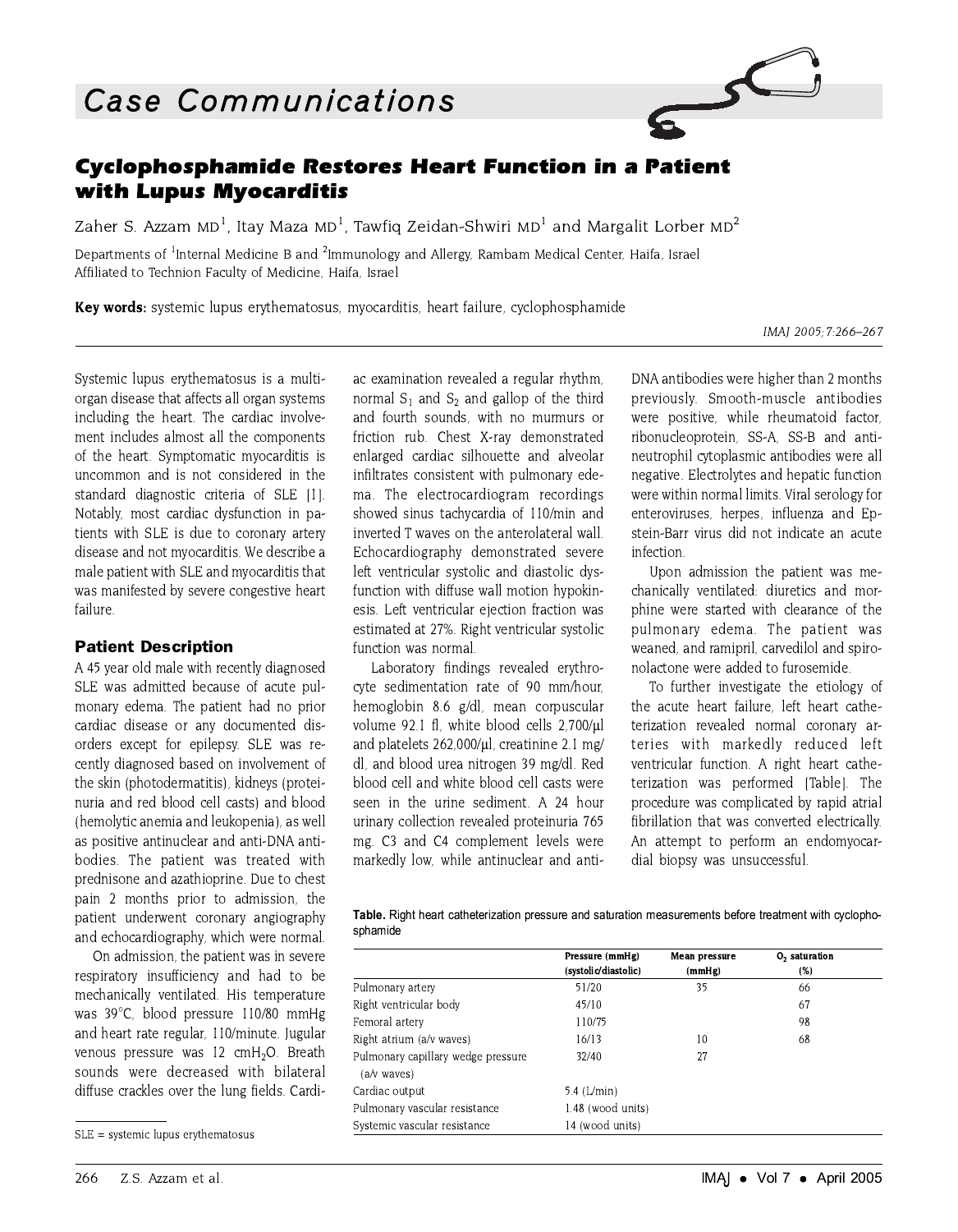# Case Communications

## Cyclophosphamide Restores Heart Function in a Patient with Lupus Myocarditis

Zaher S. Azzam MD[1], Itay Maza MD[1], Tawfiq Zeidan-Shwiri MD[1] and Margalit Lorber MD[2]

Departments of [1]Internal Medicine B and [2]Immunology and Allergy, Rambam Medical Center, Haifa, Israel
Affiliated to Technion Faculty of Medicine, Haifa, Israel

**Key words:** systemic lupus erythematosus, myocarditis, heart failure, cyclophosphamide

*IMAJ 2005;7:266–267*

Systemic lupus erythematosus is a multi-organ disease that affects all organ systems including the heart. The cardiac involvement includes almost all the components of the heart. Symptomatic myocarditis is uncommon and is not considered in the standard diagnostic criteria of SLE [1]. Notably, most cardiac dysfunction in patients with SLE is due to coronary artery disease and not myocarditis. We describe a male patient with SLE and myocarditis that was manifested by severe congestive heart failure.

### Patient Description

A 45 year old male with recently diagnosed SLE was admitted because of acute pulmonary edema. The patient had no prior cardiac disease or any documented disorders except for epilepsy. SLE was recently diagnosed based on involvement of the skin (photodermatitis), kidneys (proteinuria and red blood cell casts) and blood (hemolytic anemia and leukopenia), as well as positive antinuclear and anti-DNA antibodies. The patient was treated with prednisone and azathioprine. Due to chest pain 2 months prior to admission, the patient underwent coronary angiography and echocardiography, which were normal.

On admission, the patient was in severe respiratory insufficiency and had to be mechanically ventilated. His temperature was 39°C, blood pressure 110/80 mmHg and heart rate regular, 110/minute. Jugular venous pressure was 12 $cmH_2O$. Breath sounds were decreased with bilateral diffuse crackles over the lung fields. Cardiac examination revealed a regular rhythm, normal $S_1$ and $S_2$ and gallop of the third and fourth sounds, with no murmurs or friction rub. Chest X-ray demonstrated enlarged cardiac silhouette and alveolar infiltrates consistent with pulmonary edema. The electrocardiogram recordings showed sinus tachycardia of 110/min and inverted T waves on the anterolateral wall. Echocardiography demonstrated severe left ventricular systolic and diastolic dysfunction with diffuse wall motion hypokinesis. Left ventricular ejection fraction was estimated at 27%. Right ventricular systolic function was normal.

Laboratory findings revealed erythrocyte sedimentation rate of 90 mm/hour, hemoglobin 8.6 g/dl, mean corpuscular volume 92.1 fl, white blood cells 2,700/µl and platelets 262,000/µl, creatinine 2.1 mg/dl, and blood urea nitrogen 39 mg/dl. Red blood cell and white blood cell casts were seen in the urine sediment. A 24 hour urinary collection revealed proteinuria 765 mg. C3 and C4 complement levels were markedly low, while antinuclear and anti-DNA antibodies were higher than 2 months previously. Smooth-muscle antibodies were positive, while rheumatoid factor, ribonucleoprotein, SS-A, SS-B and anti-neutrophil cytoplasmic antibodies were all negative. Electrolytes and hepatic function were within normal limits. Viral serology for enteroviruses, herpes, influenza and Epstein-Barr virus did not indicate an acute infection.

Upon admission the patient was mechanically ventilated: diuretics and morphine were started with clearance of the pulmonary edema. The patient was weaned, and ramipril, carvedilol and spironolactone were added to furosemide.

To further investigate the etiology of the acute heart failure, left heart catheterization revealed normal coronary arteries with markedly reduced left ventricular function. A right heart catheterization was performed [Table]. The procedure was complicated by rapid atrial fibrillation that was converted electrically. An attempt to perform an endomyocardial biopsy was unsuccessful.

**Table.** Right heart catheterization pressure and saturation measurements before treatment with cyclophosphamide

| | Pressure (mmHg) (systolic/diastolic) | Mean pressure (mmHg) | $O_2$ saturation (%) |
|---|---|---|---|
| Pulmonary artery | 51/20 | 35 | 66 |
| Right ventricular body | 45/10 | | 67 |
| Femoral artery | 110/75 | | 98 |
| Right atrium (a/v waves) | 16/13 | 10 | 68 |
| Pulmonary capillary wedge pressure (a/v waves) | 32/40 | 27 | |
| Cardiac output | 5.4 (L/min) | | |
| Pulmonary vascular resistance | 1.48 (wood units) | | |
| Systemic vascular resistance | 14 (wood units) | | |

SLE = systemic lupus erythematosus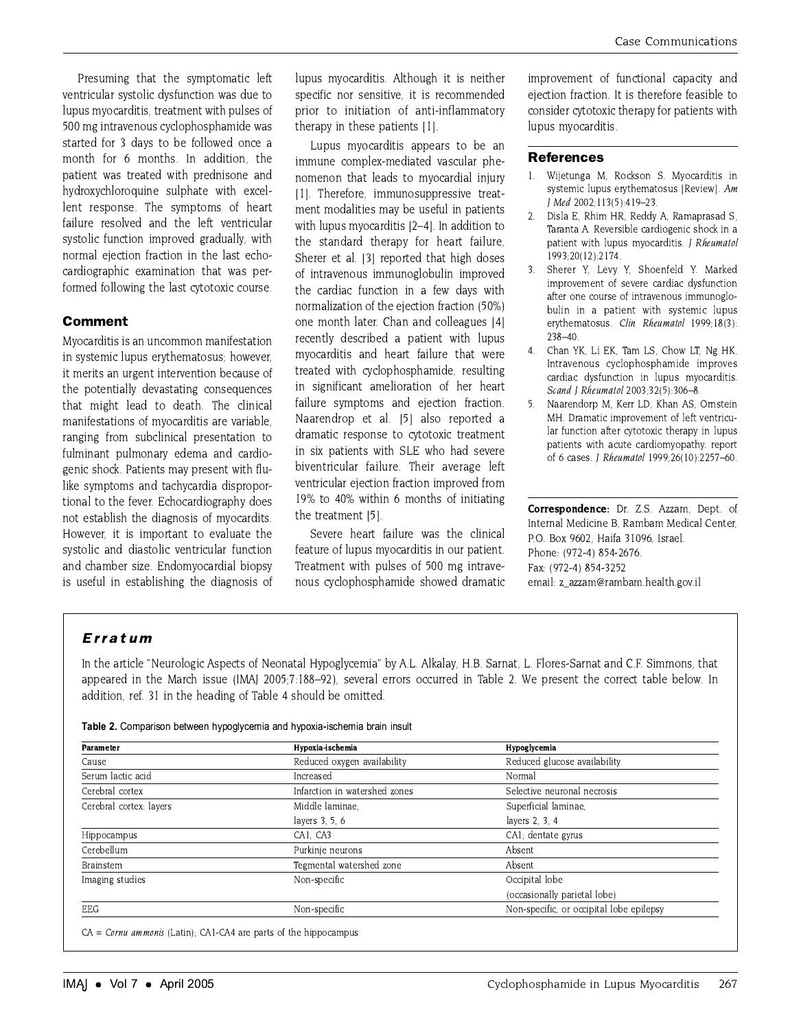Presuming that the symptomatic left ventricular systolic dysfunction was due to lupus myocarditis, treatment with pulses of 500 mg intravenous cyclophosphamide was started for 3 days to be followed once a month for 6 months. In addition, the patient was treated with prednisone and hydroxychloroquine sulphate with excellent response. The symptoms of heart failure resolved and the left ventricular systolic function improved gradually, with normal ejection fraction in the last echocardiographic examination that was performed following the last cytotoxic course.

## Comment

Myocarditis is an uncommon manifestation in systemic lupus erythematosus; however, it merits an urgent intervention because of the potentially devastating consequences that might lead to death. The clinical manifestations of myocarditis are variable, ranging from subclinical presentation to fulminant pulmonary edema and cardiogenic shock. Patients may present with flu-like symptoms and tachycardia disproportional to the fever. Echocardiography does not establish the diagnosis of myocardits. However, it is important to evaluate the systolic and diastolic ventricular function and chamber size. Endomyocardial biopsy is useful in establishing the diagnosis of lupus myocarditis. Although it is neither specific nor sensitive, it is recommended prior to initiation of anti-inflammatory therapy in these patients [1].

Lupus myocarditis appears to be an immune complex-mediated vascular phenomenon that leads to myocardial injury [1]. Therefore, immunosuppressive treatment modalities may be useful in patients with lupus myocarditis [2–4]. In addition to the standard therapy for heart failure, Sherer et al. [3] reported that high doses of intravenous immunoglobulin improved the cardiac function in a few days with normalization of the ejection fraction (50%) one month later. Chan and colleagues [4] recently described a patient with lupus myocarditis and heart failure that were treated with cyclophosphamide, resulting in significant amelioration of her heart failure symptoms and ejection fraction. Naarendrop et al. [5] also reported a dramatic response to cytotoxic treatment in six patients with SLE who had severe biventricular failure. Their average left ventricular ejection fraction improved from 19% to 40% within 6 months of initiating the treatment [5].

Severe heart failure was the clinical feature of lupus myocarditis in our patient. Treatment with pulses of 500 mg intravenous cyclophosphamide showed dramatic improvement of functional capacity and ejection fraction. It is therefore feasible to consider cytotoxic therapy for patients with lupus myocarditis.

## References

1. Wijetunga M, Rockson S. Myocarditis in systemic lupus erythematosus [Review]. *Am J Med* 2002;113(5):419–23.
2. Disla E, Rhim HR, Reddy A, Ramaprasad S, Taranta A. Reversible cardiogenic shock in a patient with lupus myocarditis. *J Rheumatol* 1993;20(12):2174.
3. Sherer Y, Levy Y, Shoenfeld Y. Marked improvement of severe cardiac dysfunction after one course of intravenous immunoglobulin in a patient with systemic lupus erythematosus. *Clin Rheumatol* 1999;18(3):238–40.
4. Chan YK, Li EK, Tam LS, Chow LT, Ng HK. Intravenous cyclophosphamide improves cardiac dysfunction in lupus myocarditis. *Scand J Rheumatol* 2003;32(5):306–8.
5. Naarendorp M, Kerr LD, Khan AS, Ornstein MH. Dramatic improvement of left ventricular function after cytotoxic therapy in lupus patients with acute cardiomyopathy: report of 6 cases. *J Rheumatol* 1999;26(10):2257–60.

**Correspondence:** Dr. Z.S. Azzam, Dept. of Internal Medicine B, Rambam Medical Center, P.O. Box 9602, Haifa 31096, Israel.
Phone: (972-4) 854-2676.
Fax: (972-4) 854-3252
email: z_azzam@rambam.health.gov.il

## *Erratum*

In the article "Neurologic Aspects of Neonatal Hypoglycemia" by A.L. Alkalay, H.B. Sarnat, L. Flores-Sarnat and C.F. Simmons, that appeared in the March issue (IMAJ 2005;7:188–92), several errors occurred in Table 2. We present the correct table below. In addition, ref. 31 in the heading of Table 4 should be omitted.

**Table 2.** Comparison between hypoglycemia and hypoxia-ischemia brain insult

| Parameter | Hypoxia-ischemia | Hypoglycemia |
|---|---|---|
| Cause | Reduced oxygen availability | Reduced glucose availability |
| Serum lactic acid | Increased | Normal |
| Cerebral cortex | Infarction in watershed zones | Selective neuronal necrosis |
| Cerebral cortex: layers | Middle laminae, layers 3, 5, 6 | Superficial laminae, layers 2, 3, 4 |
| Hippocampus | CA1, CA3 | CA1; dentate gyrus |
| Cerebellum | Purkinje neurons | Absent |
| Brainstem | Tegmental watershed zone | Absent |
| Imaging studies | Non-specific | Occipital lobe (occasionally parietal lobe) |
| EEG | Non-specific | Non-specific, or occipital lobe epilepsy |

CA = *Cornu ammonis* (Latin); CA1-CA4 are parts of the hippocampus